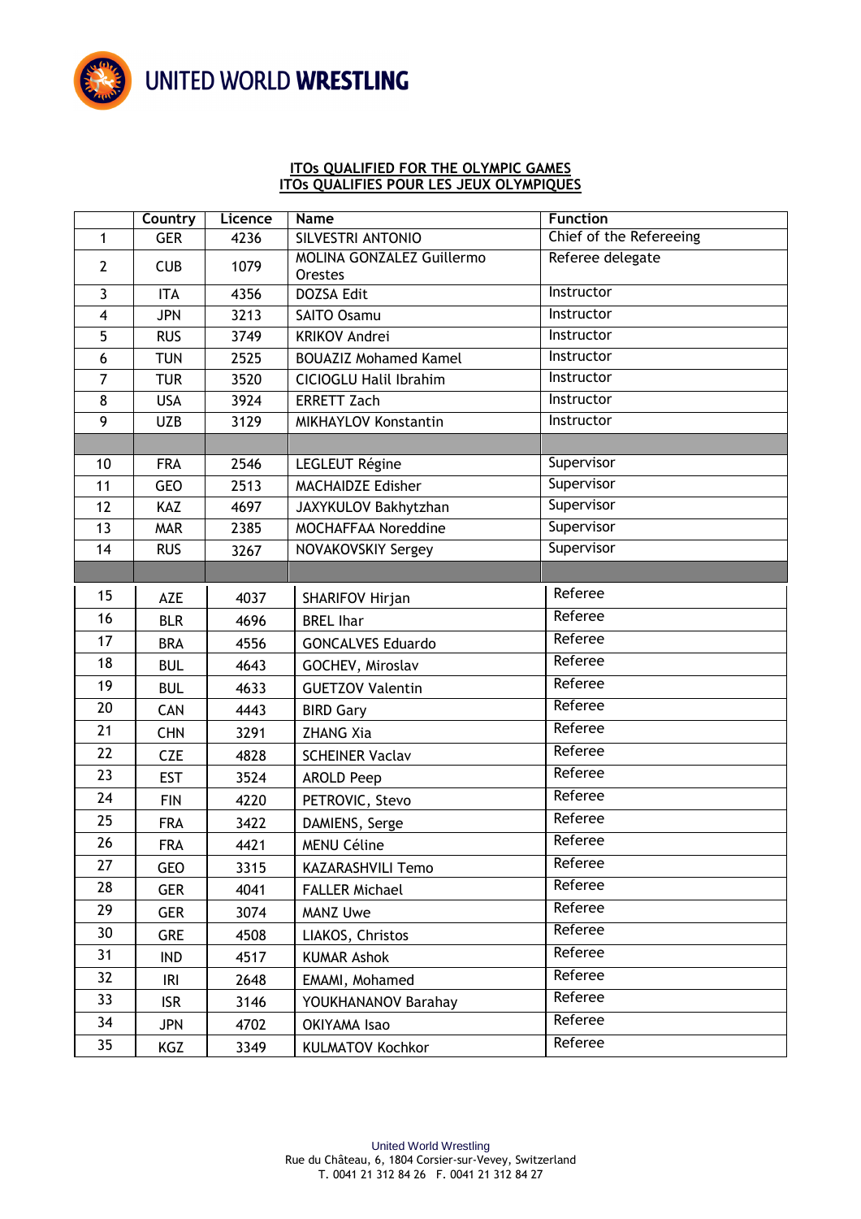UNITED WORLD **WRESTLING**

**ITOs QUALIFIED FOR THE OLYMPIC GAMES**
**ITOs QUALIFIES POUR LES JEUX OLYMPIQUES**

| | Country | Licence | Name | Function |
|---|---|---|---|---|
| 1 | GER | 4236 | SILVESTRI ANTONIO | Chief of the Refereeing |
| 2 | CUB | 1079 | MOLINA GONZALEZ Guillermo Orestes | Referee delegate |
| 3 | ITA | 4356 | DOZSA Edit | Instructor |
| 4 | JPN | 3213 | SAITO Osamu | Instructor |
| 5 | RUS | 3749 | KRIKOV Andrei | Instructor |
| 6 | TUN | 2525 | BOUAZIZ Mohamed Kamel | Instructor |
| 7 | TUR | 3520 | CICIOGLU Halil Ibrahim | Instructor |
| 8 | USA | 3924 | ERRETT Zach | Instructor |
| 9 | UZB | 3129 | MIKHAYLOV Konstantin | Instructor |
| | | | | |
| 10 | FRA | 2546 | LEGLEUT Régine | Supervisor |
| 11 | GEO | 2513 | MACHAIDZE Edisher | Supervisor |
| 12 | KAZ | 4697 | JAXYKULOV Bakhytzhan | Supervisor |
| 13 | MAR | 2385 | MOCHAFFAA Noreddine | Supervisor |
| 14 | RUS | 3267 | NOVAKOVSKIY Sergey | Supervisor |
| | | | | |
| 15 | AZE | 4037 | SHARIFOV Hirjan | Referee |
| 16 | BLR | 4696 | BREL Ihar | Referee |
| 17 | BRA | 4556 | GONCALVES Eduardo | Referee |
| 18 | BUL | 4643 | GOCHEV, Miroslav | Referee |
| 19 | BUL | 4633 | GUETZOV Valentin | Referee |
| 20 | CAN | 4443 | BIRD Gary | Referee |
| 21 | CHN | 3291 | ZHANG Xia | Referee |
| 22 | CZE | 4828 | SCHEINER Vaclav | Referee |
| 23 | EST | 3524 | AROLD Peep | Referee |
| 24 | FIN | 4220 | PETROVIC, Stevo | Referee |
| 25 | FRA | 3422 | DAMIENS, Serge | Referee |
| 26 | FRA | 4421 | MENU Céline | Referee |
| 27 | GEO | 3315 | KAZARASHVILI Temo | Referee |
| 28 | GER | 4041 | FALLER Michael | Referee |
| 29 | GER | 3074 | MANZ Uwe | Referee |
| 30 | GRE | 4508 | LIAKOS, Christos | Referee |
| 31 | IND | 4517 | KUMAR Ashok | Referee |
| 32 | IRI | 2648 | EMAMI, Mohamed | Referee |
| 33 | ISR | 3146 | YOUKHANANOV Barahay | Referee |
| 34 | JPN | 4702 | OKIYAMA Isao | Referee |
| 35 | KGZ | 3349 | KULMATOV Kochkor | Referee |

United World Wrestling
Rue du Château, 6, 1804 Corsier-sur-Vevey, Switzerland
T. 0041 21 312 84 26 F. 0041 21 312 84 27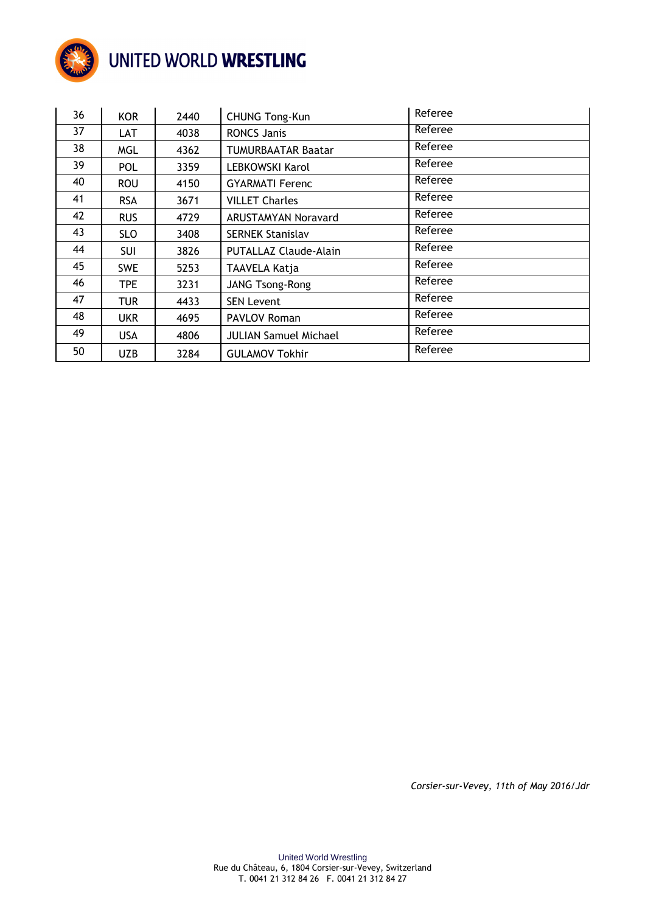| | | | | |
|---|---|---|---|---|
| 36 | KOR | 2440 | CHUNG Tong-Kun | Referee |
| 37 | LAT | 4038 | RONCS Janis | Referee |
| 38 | MGL | 4362 | TUMURBAATAR Baatar | Referee |
| 39 | POL | 3359 | LEBKOWSKI Karol | Referee |
| 40 | ROU | 4150 | GYARMATI Ferenc | Referee |
| 41 | RSA | 3671 | VILLET Charles | Referee |
| 42 | RUS | 4729 | ARUSTAMYAN Noravard | Referee |
| 43 | SLO | 3408 | SERNEK Stanislav | Referee |
| 44 | SUI | 3826 | PUTALLAZ Claude-Alain | Referee |
| 45 | SWE | 5253 | TAAVELA Katja | Referee |
| 46 | TPE | 3231 | JANG Tsong-Rong | Referee |
| 47 | TUR | 4433 | SEN Levent | Referee |
| 48 | UKR | 4695 | PAVLOV Roman | Referee |
| 49 | USA | 4806 | JULIAN Samuel Michael | Referee |
| 50 | UZB | 3284 | GULAMOV Tokhir | Referee |

*Corsier-sur-Vevey, 11th of May 2016/Jdr*

United World Wrestling
Rue du Château, 6, 1804 Corsier-sur-Vevey, Switzerland
T. 0041 21 312 84 26 F. 0041 21 312 84 27